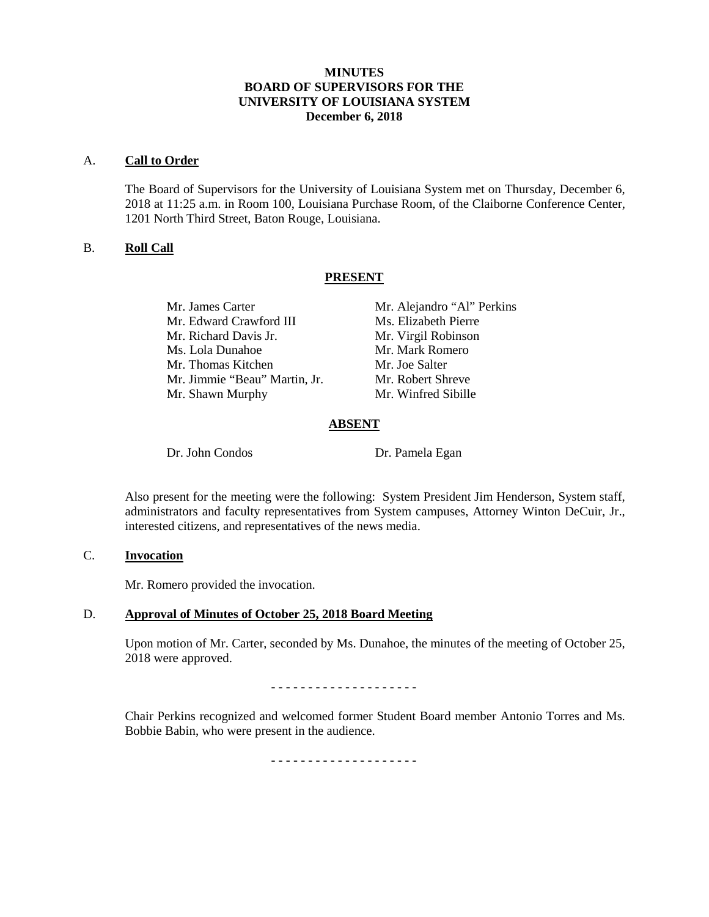**MINUTES**
**BOARD OF SUPERVISORS FOR THE**
**UNIVERSITY OF LOUISIANA SYSTEM**
**December 6, 2018**

A. **Call to Order**

The Board of Supervisors for the University of Louisiana System met on Thursday, December 6, 2018 at 11:25 a.m. in Room 100, Louisiana Purchase Room, of the Claiborne Conference Center, 1201 North Third Street, Baton Rouge, Louisiana.

B. **Roll Call**

**PRESENT**

| | |
|---|---|
| Mr. James Carter | Mr. Alejandro "Al" Perkins |
| Mr. Edward Crawford III | Ms. Elizabeth Pierre |
| Mr. Richard Davis Jr. | Mr. Virgil Robinson |
| Ms. Lola Dunahoe | Mr. Mark Romero |
| Mr. Thomas Kitchen | Mr. Joe Salter |
| Mr. Jimmie "Beau" Martin, Jr. | Mr. Robert Shreve |
| Mr. Shawn Murphy | Mr. Winfred Sibille |

**ABSENT**

| | |
|---|---|
| Dr. John Condos | Dr. Pamela Egan |

Also present for the meeting were the following: System President Jim Henderson, System staff, administrators and faculty representatives from System campuses, Attorney Winton DeCuir, Jr., interested citizens, and representatives of the news media.

C. **Invocation**

Mr. Romero provided the invocation.

D. **Approval of Minutes of October 25, 2018 Board Meeting**

Upon motion of Mr. Carter, seconded by Ms. Dunahoe, the minutes of the meeting of October 25, 2018 were approved.

- - - - - - - - - - - - - - - - - - - -

Chair Perkins recognized and welcomed former Student Board member Antonio Torres and Ms. Bobbie Babin, who were present in the audience.

- - - - - - - - - - - - - - - - - - - -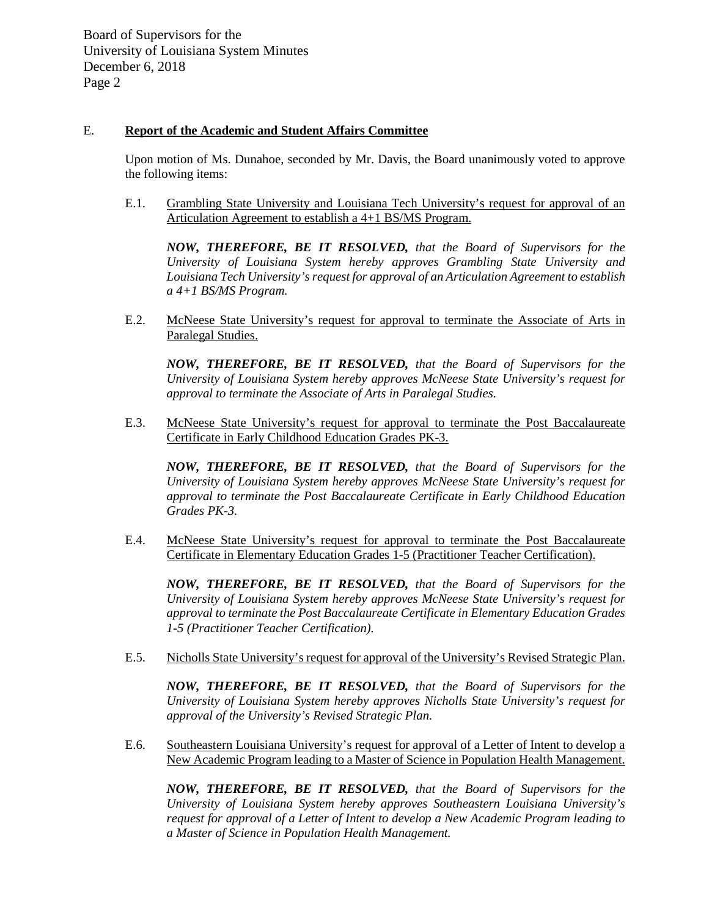## E. **Report of the Academic and Student Affairs Committee**

Upon motion of Ms. Dunahoe, seconded by Mr. Davis, the Board unanimously voted to approve the following items:

E.1. Grambling State University and Louisiana Tech University's request for approval of an Articulation Agreement to establish a 4+1 BS/MS Program.

***NOW, THEREFORE, BE IT RESOLVED,*** *that the Board of Supervisors for the University of Louisiana System hereby approves Grambling State University and Louisiana Tech University's request for approval of an Articulation Agreement to establish a 4+1 BS/MS Program.*

E.2. McNeese State University's request for approval to terminate the Associate of Arts in Paralegal Studies.

***NOW, THEREFORE, BE IT RESOLVED,*** *that the Board of Supervisors for the University of Louisiana System hereby approves McNeese State University's request for approval to terminate the Associate of Arts in Paralegal Studies.*

E.3. McNeese State University's request for approval to terminate the Post Baccalaureate Certificate in Early Childhood Education Grades PK-3.

***NOW, THEREFORE, BE IT RESOLVED,*** *that the Board of Supervisors for the University of Louisiana System hereby approves McNeese State University's request for approval to terminate the Post Baccalaureate Certificate in Early Childhood Education Grades PK-3.*

E.4. McNeese State University's request for approval to terminate the Post Baccalaureate Certificate in Elementary Education Grades 1-5 (Practitioner Teacher Certification).

***NOW, THEREFORE, BE IT RESOLVED,*** *that the Board of Supervisors for the University of Louisiana System hereby approves McNeese State University's request for approval to terminate the Post Baccalaureate Certificate in Elementary Education Grades 1-5 (Practitioner Teacher Certification).*

E.5. Nicholls State University's request for approval of the University's Revised Strategic Plan.

***NOW, THEREFORE, BE IT RESOLVED,*** *that the Board of Supervisors for the University of Louisiana System hereby approves Nicholls State University's request for approval of the University's Revised Strategic Plan.*

E.6. Southeastern Louisiana University's request for approval of a Letter of Intent to develop a New Academic Program leading to a Master of Science in Population Health Management.

***NOW, THEREFORE, BE IT RESOLVED,*** *that the Board of Supervisors for the University of Louisiana System hereby approves Southeastern Louisiana University's request for approval of a Letter of Intent to develop a New Academic Program leading to a Master of Science in Population Health Management.*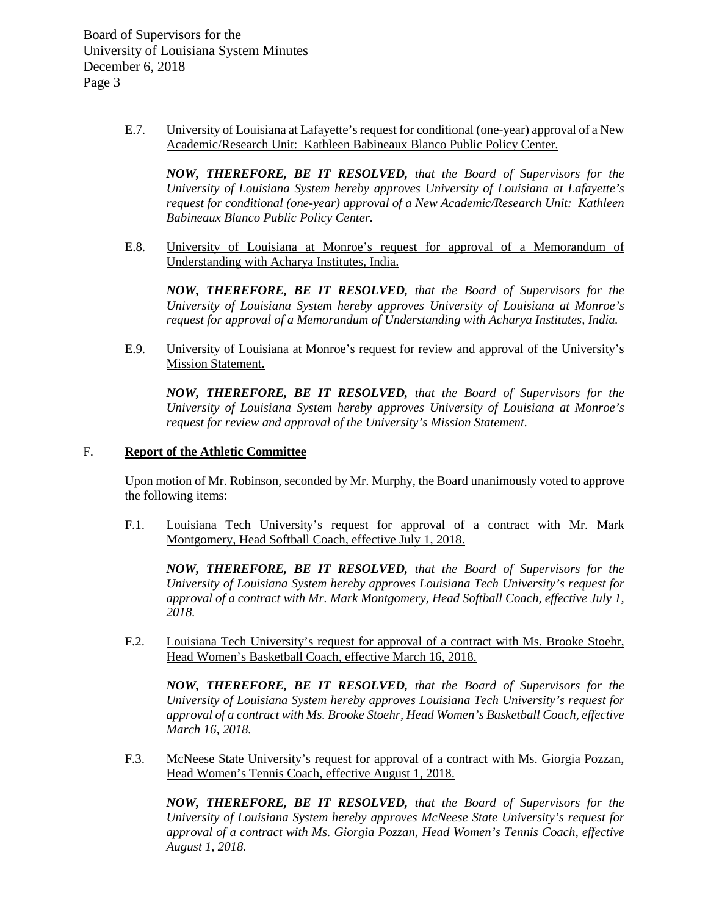E.7. University of Louisiana at Lafayette's request for conditional (one-year) approval of a New Academic/Research Unit: Kathleen Babineaux Blanco Public Policy Center.

*NOW, THEREFORE, BE IT RESOLVED, that the Board of Supervisors for the University of Louisiana System hereby approves University of Louisiana at Lafayette's request for conditional (one-year) approval of a New Academic/Research Unit: Kathleen Babineaux Blanco Public Policy Center.*

E.8. University of Louisiana at Monroe's request for approval of a Memorandum of Understanding with Acharya Institutes, India.

*NOW, THEREFORE, BE IT RESOLVED, that the Board of Supervisors for the University of Louisiana System hereby approves University of Louisiana at Monroe's request for approval of a Memorandum of Understanding with Acharya Institutes, India.*

E.9. University of Louisiana at Monroe's request for review and approval of the University's Mission Statement.

*NOW, THEREFORE, BE IT RESOLVED, that the Board of Supervisors for the University of Louisiana System hereby approves University of Louisiana at Monroe's request for review and approval of the University's Mission Statement.*

## F. Report of the Athletic Committee

Upon motion of Mr. Robinson, seconded by Mr. Murphy, the Board unanimously voted to approve the following items:

F.1. Louisiana Tech University's request for approval of a contract with Mr. Mark Montgomery, Head Softball Coach, effective July 1, 2018.

*NOW, THEREFORE, BE IT RESOLVED, that the Board of Supervisors for the University of Louisiana System hereby approves Louisiana Tech University's request for approval of a contract with Mr. Mark Montgomery, Head Softball Coach, effective July 1, 2018.*

F.2. Louisiana Tech University's request for approval of a contract with Ms. Brooke Stoehr, Head Women's Basketball Coach, effective March 16, 2018.

*NOW, THEREFORE, BE IT RESOLVED, that the Board of Supervisors for the University of Louisiana System hereby approves Louisiana Tech University's request for approval of a contract with Ms. Brooke Stoehr, Head Women's Basketball Coach, effective March 16, 2018.*

F.3. McNeese State University's request for approval of a contract with Ms. Giorgia Pozzan, Head Women's Tennis Coach, effective August 1, 2018.

*NOW, THEREFORE, BE IT RESOLVED, that the Board of Supervisors for the University of Louisiana System hereby approves McNeese State University's request for approval of a contract with Ms. Giorgia Pozzan, Head Women's Tennis Coach, effective August 1, 2018.*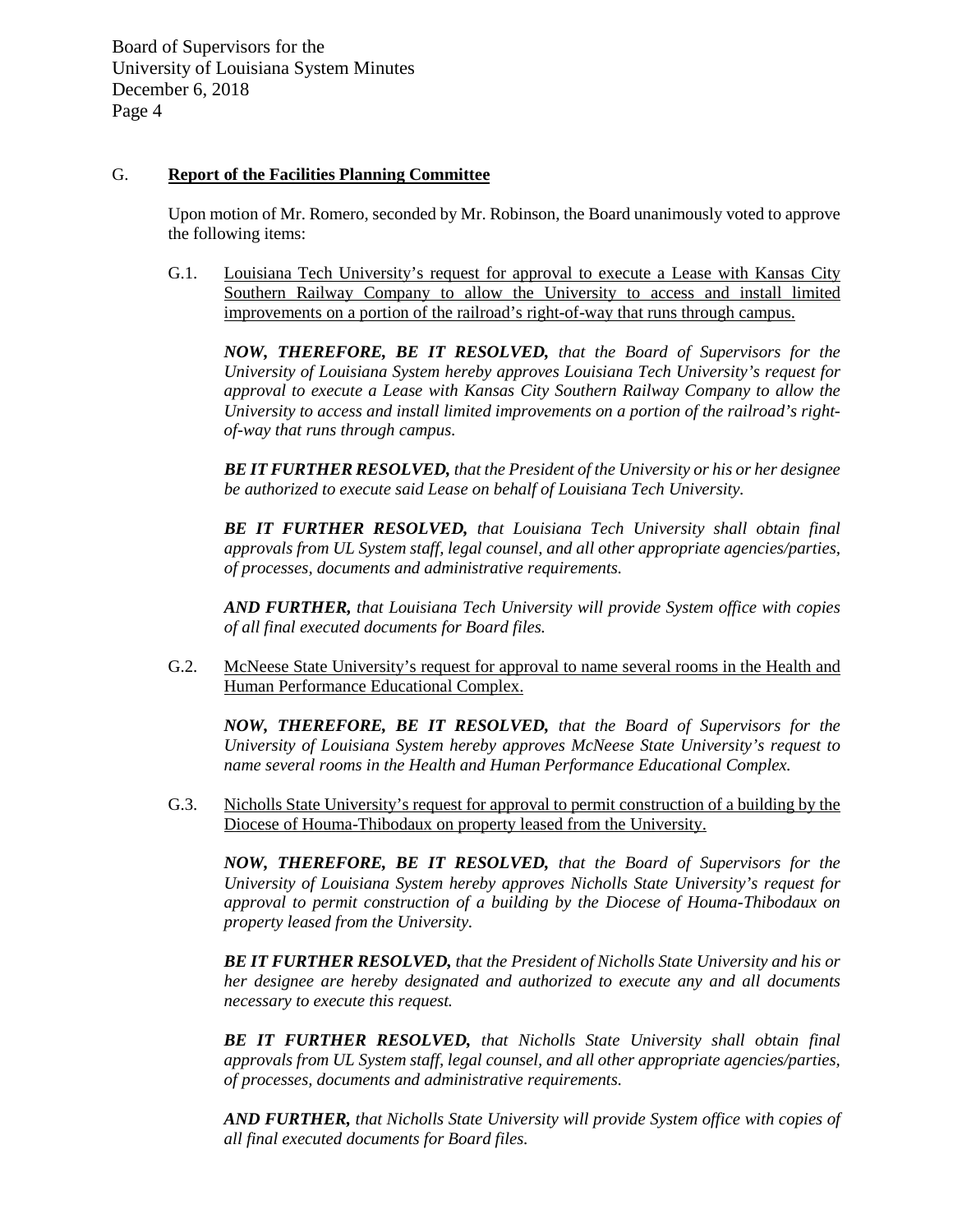## G. **Report of the Facilities Planning Committee**

Upon motion of Mr. Romero, seconded by Mr. Robinson, the Board unanimously voted to approve the following items:

G.1. Louisiana Tech University's request for approval to execute a Lease with Kansas City Southern Railway Company to allow the University to access and install limited improvements on a portion of the railroad's right-of-way that runs through campus.

***NOW, THEREFORE, BE IT RESOLVED,*** *that the Board of Supervisors for the University of Louisiana System hereby approves Louisiana Tech University's request for approval to execute a Lease with Kansas City Southern Railway Company to allow the University to access and install limited improvements on a portion of the railroad's right-of-way that runs through campus.*

***BE IT FURTHER RESOLVED,*** *that the President of the University or his or her designee be authorized to execute said Lease on behalf of Louisiana Tech University.*

***BE IT FURTHER RESOLVED,*** *that Louisiana Tech University shall obtain final approvals from UL System staff, legal counsel, and all other appropriate agencies/parties, of processes, documents and administrative requirements.*

***AND FURTHER,*** *that Louisiana Tech University will provide System office with copies of all final executed documents for Board files.*

G.2. McNeese State University's request for approval to name several rooms in the Health and Human Performance Educational Complex.

***NOW, THEREFORE, BE IT RESOLVED,*** *that the Board of Supervisors for the University of Louisiana System hereby approves McNeese State University's request to name several rooms in the Health and Human Performance Educational Complex.*

G.3. Nicholls State University's request for approval to permit construction of a building by the Diocese of Houma-Thibodaux on property leased from the University.

***NOW, THEREFORE, BE IT RESOLVED,*** *that the Board of Supervisors for the University of Louisiana System hereby approves Nicholls State University's request for approval to permit construction of a building by the Diocese of Houma-Thibodaux on property leased from the University.*

***BE IT FURTHER RESOLVED,*** *that the President of Nicholls State University and his or her designee are hereby designated and authorized to execute any and all documents necessary to execute this request.*

***BE IT FURTHER RESOLVED,*** *that Nicholls State University shall obtain final approvals from UL System staff, legal counsel, and all other appropriate agencies/parties, of processes, documents and administrative requirements.*

***AND FURTHER,*** *that Nicholls State University will provide System office with copies of all final executed documents for Board files.*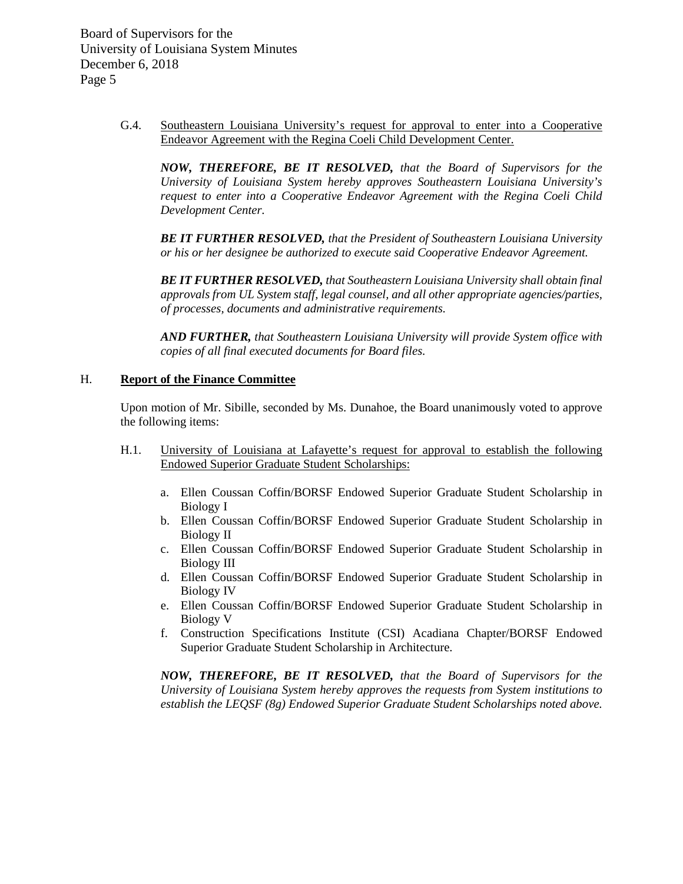G.4. Southeastern Louisiana University's request for approval to enter into a Cooperative Endeavor Agreement with the Regina Coeli Child Development Center.

***NOW, THEREFORE, BE IT RESOLVED,*** *that the Board of Supervisors for the University of Louisiana System hereby approves Southeastern Louisiana University's request to enter into a Cooperative Endeavor Agreement with the Regina Coeli Child Development Center.*

***BE IT FURTHER RESOLVED,*** *that the President of Southeastern Louisiana University or his or her designee be authorized to execute said Cooperative Endeavor Agreement.*

***BE IT FURTHER RESOLVED,*** *that Southeastern Louisiana University shall obtain final approvals from UL System staff, legal counsel, and all other appropriate agencies/parties, of processes, documents and administrative requirements.*

***AND FURTHER,*** *that Southeastern Louisiana University will provide System office with copies of all final executed documents for Board files.*

## H. **Report of the Finance Committee**

Upon motion of Mr. Sibille, seconded by Ms. Dunahoe, the Board unanimously voted to approve the following items:

H.1. University of Louisiana at Lafayette's request for approval to establish the following Endowed Superior Graduate Student Scholarships:

a. Ellen Coussan Coffin/BORSF Endowed Superior Graduate Student Scholarship in Biology I
b. Ellen Coussan Coffin/BORSF Endowed Superior Graduate Student Scholarship in Biology II
c. Ellen Coussan Coffin/BORSF Endowed Superior Graduate Student Scholarship in Biology III
d. Ellen Coussan Coffin/BORSF Endowed Superior Graduate Student Scholarship in Biology IV
e. Ellen Coussan Coffin/BORSF Endowed Superior Graduate Student Scholarship in Biology V
f. Construction Specifications Institute (CSI) Acadiana Chapter/BORSF Endowed Superior Graduate Student Scholarship in Architecture.

***NOW, THEREFORE, BE IT RESOLVED,*** *that the Board of Supervisors for the University of Louisiana System hereby approves the requests from System institutions to establish the LEQSF (8g) Endowed Superior Graduate Student Scholarships noted above.*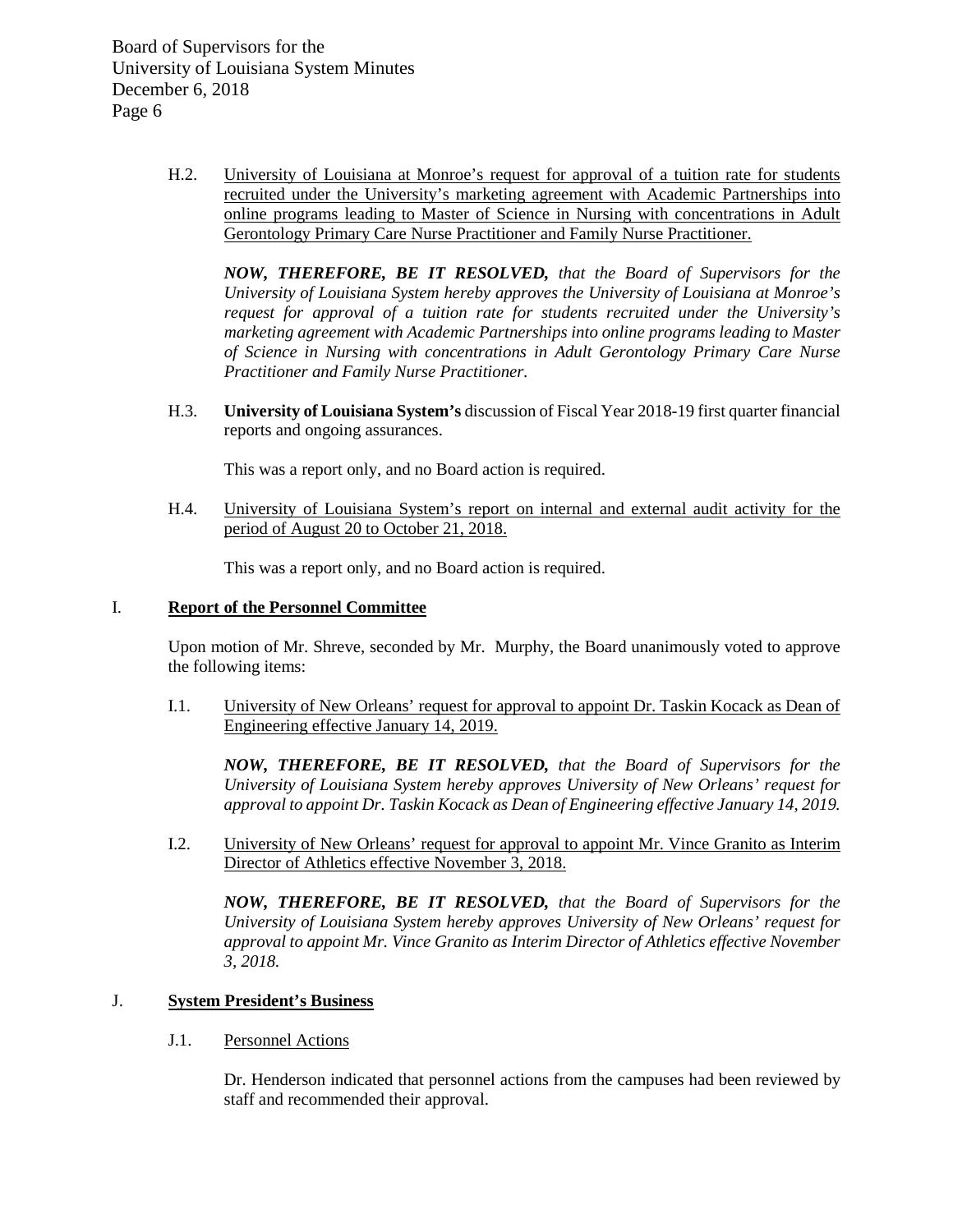H.2. University of Louisiana at Monroe's request for approval of a tuition rate for students recruited under the University's marketing agreement with Academic Partnerships into online programs leading to Master of Science in Nursing with concentrations in Adult Gerontology Primary Care Nurse Practitioner and Family Nurse Practitioner.

***NOW, THEREFORE, BE IT RESOLVED,*** *that the Board of Supervisors for the University of Louisiana System hereby approves the University of Louisiana at Monroe's request for approval of a tuition rate for students recruited under the University's marketing agreement with Academic Partnerships into online programs leading to Master of Science in Nursing with concentrations in Adult Gerontology Primary Care Nurse Practitioner and Family Nurse Practitioner.*

H.3. **University of Louisiana System's** discussion of Fiscal Year 2018-19 first quarter financial reports and ongoing assurances.

This was a report only, and no Board action is required.

H.4. University of Louisiana System's report on internal and external audit activity for the period of August 20 to October 21, 2018.

This was a report only, and no Board action is required.

## I. Report of the Personnel Committee

Upon motion of Mr. Shreve, seconded by Mr. Murphy, the Board unanimously voted to approve the following items:

I.1. University of New Orleans' request for approval to appoint Dr. Taskin Kocack as Dean of Engineering effective January 14, 2019.

***NOW, THEREFORE, BE IT RESOLVED,*** *that the Board of Supervisors for the University of Louisiana System hereby approves University of New Orleans' request for approval to appoint Dr. Taskin Kocack as Dean of Engineering effective January 14, 2019.*

I.2. University of New Orleans' request for approval to appoint Mr. Vince Granito as Interim Director of Athletics effective November 3, 2018.

***NOW, THEREFORE, BE IT RESOLVED,*** *that the Board of Supervisors for the University of Louisiana System hereby approves University of New Orleans' request for approval to appoint Mr. Vince Granito as Interim Director of Athletics effective November 3, 2018.*

## J. System President's Business

J.1. Personnel Actions

Dr. Henderson indicated that personnel actions from the campuses had been reviewed by staff and recommended their approval.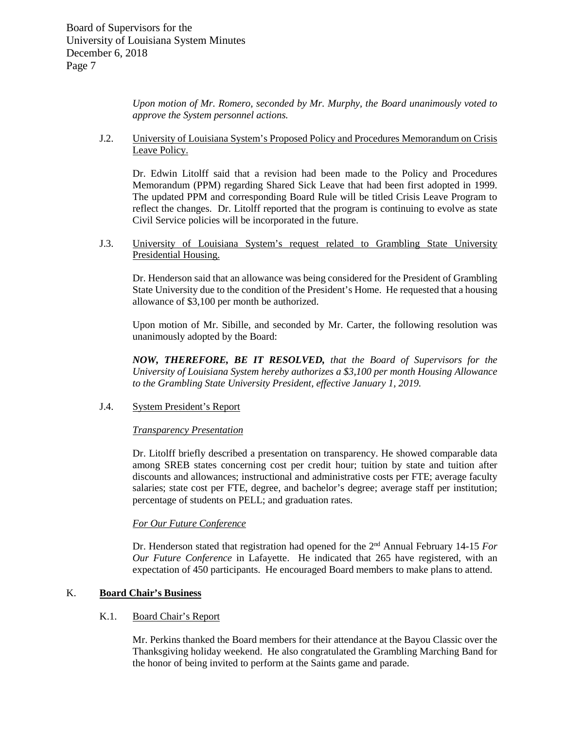*Upon motion of Mr. Romero, seconded by Mr. Murphy, the Board unanimously voted to approve the System personnel actions.*

J.2. University of Louisiana System's Proposed Policy and Procedures Memorandum on Crisis Leave Policy.

Dr. Edwin Litolff said that a revision had been made to the Policy and Procedures Memorandum (PPM) regarding Shared Sick Leave that had been first adopted in 1999. The updated PPM and corresponding Board Rule will be titled Crisis Leave Program to reflect the changes. Dr. Litolff reported that the program is continuing to evolve as state Civil Service policies will be incorporated in the future.

J.3. University of Louisiana System's request related to Grambling State University Presidential Housing.

Dr. Henderson said that an allowance was being considered for the President of Grambling State University due to the condition of the President's Home. He requested that a housing allowance of $3,100 per month be authorized.

Upon motion of Mr. Sibille, and seconded by Mr. Carter, the following resolution was unanimously adopted by the Board:

***NOW, THEREFORE, BE IT RESOLVED,*** *that the Board of Supervisors for the University of Louisiana System hereby authorizes a $3,100 per month Housing Allowance to the Grambling State University President, effective January 1, 2019.*

J.4. System President's Report

*Transparency Presentation*

Dr. Litolff briefly described a presentation on transparency. He showed comparable data among SREB states concerning cost per credit hour; tuition by state and tuition after discounts and allowances; instructional and administrative costs per FTE; average faculty salaries; state cost per FTE, degree, and bachelor's degree; average staff per institution; percentage of students on PELL; and graduation rates.

*For Our Future Conference*

Dr. Henderson stated that registration had opened for the 2nd Annual February 14-15 *For Our Future Conference* in Lafayette. He indicated that 265 have registered, with an expectation of 450 participants. He encouraged Board members to make plans to attend.

## K. **Board Chair's Business**

K.1. Board Chair's Report

Mr. Perkins thanked the Board members for their attendance at the Bayou Classic over the Thanksgiving holiday weekend. He also congratulated the Grambling Marching Band for the honor of being invited to perform at the Saints game and parade.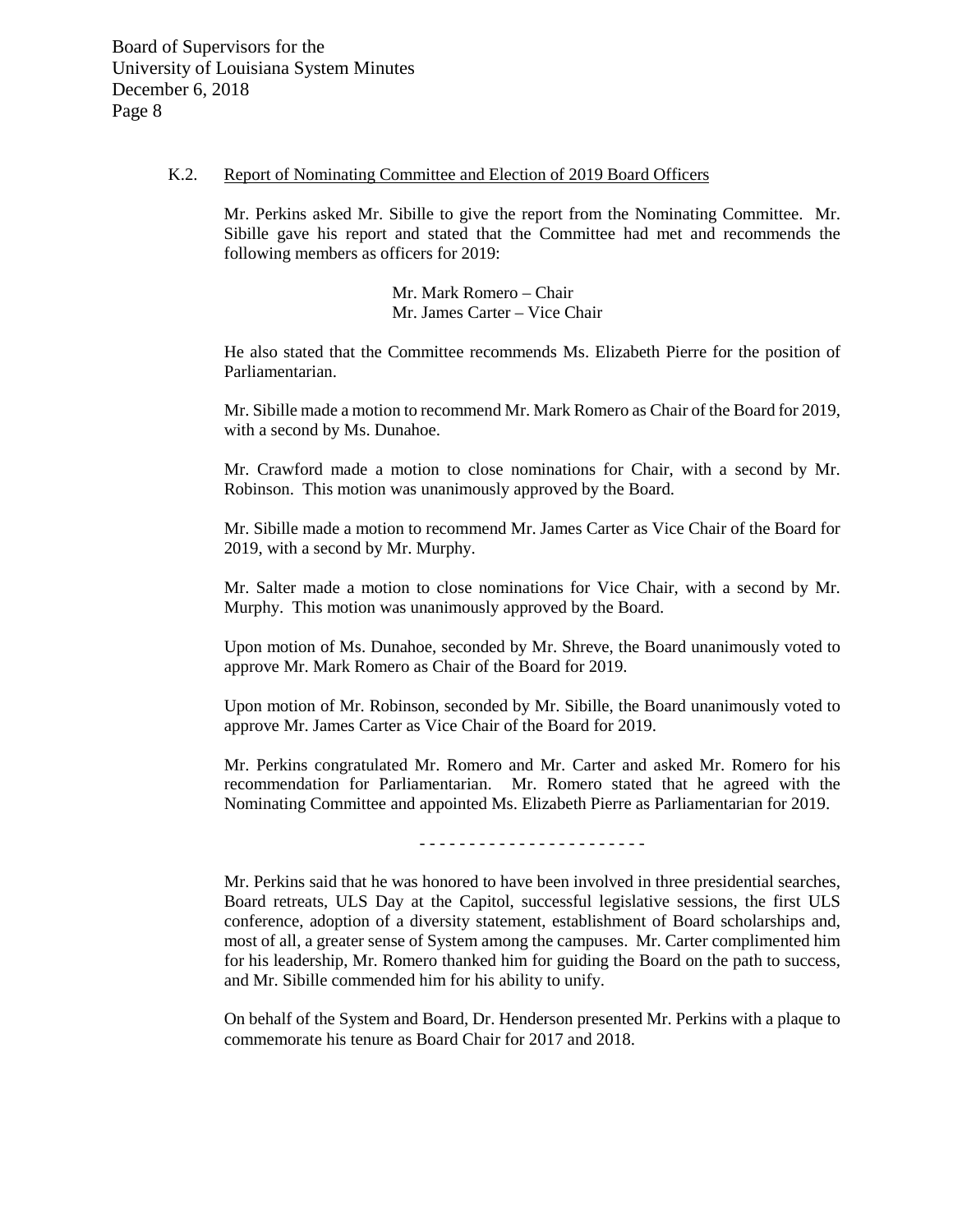K.2. Report of Nominating Committee and Election of 2019 Board Officers

Mr. Perkins asked Mr. Sibille to give the report from the Nominating Committee. Mr. Sibille gave his report and stated that the Committee had met and recommends the following members as officers for 2019:

Mr. Mark Romero – Chair
Mr. James Carter – Vice Chair

He also stated that the Committee recommends Ms. Elizabeth Pierre for the position of Parliamentarian.

Mr. Sibille made a motion to recommend Mr. Mark Romero as Chair of the Board for 2019, with a second by Ms. Dunahoe.

Mr. Crawford made a motion to close nominations for Chair, with a second by Mr. Robinson. This motion was unanimously approved by the Board.

Mr. Sibille made a motion to recommend Mr. James Carter as Vice Chair of the Board for 2019, with a second by Mr. Murphy.

Mr. Salter made a motion to close nominations for Vice Chair, with a second by Mr. Murphy. This motion was unanimously approved by the Board.

Upon motion of Ms. Dunahoe, seconded by Mr. Shreve, the Board unanimously voted to approve Mr. Mark Romero as Chair of the Board for 2019.

Upon motion of Mr. Robinson, seconded by Mr. Sibille, the Board unanimously voted to approve Mr. James Carter as Vice Chair of the Board for 2019.

Mr. Perkins congratulated Mr. Romero and Mr. Carter and asked Mr. Romero for his recommendation for Parliamentarian. Mr. Romero stated that he agreed with the Nominating Committee and appointed Ms. Elizabeth Pierre as Parliamentarian for 2019.

- - - - - - - - - - - - - - - - - - - - - -

Mr. Perkins said that he was honored to have been involved in three presidential searches, Board retreats, ULS Day at the Capitol, successful legislative sessions, the first ULS conference, adoption of a diversity statement, establishment of Board scholarships and, most of all, a greater sense of System among the campuses. Mr. Carter complimented him for his leadership, Mr. Romero thanked him for guiding the Board on the path to success, and Mr. Sibille commended him for his ability to unify.

On behalf of the System and Board, Dr. Henderson presented Mr. Perkins with a plaque to commemorate his tenure as Board Chair for 2017 and 2018.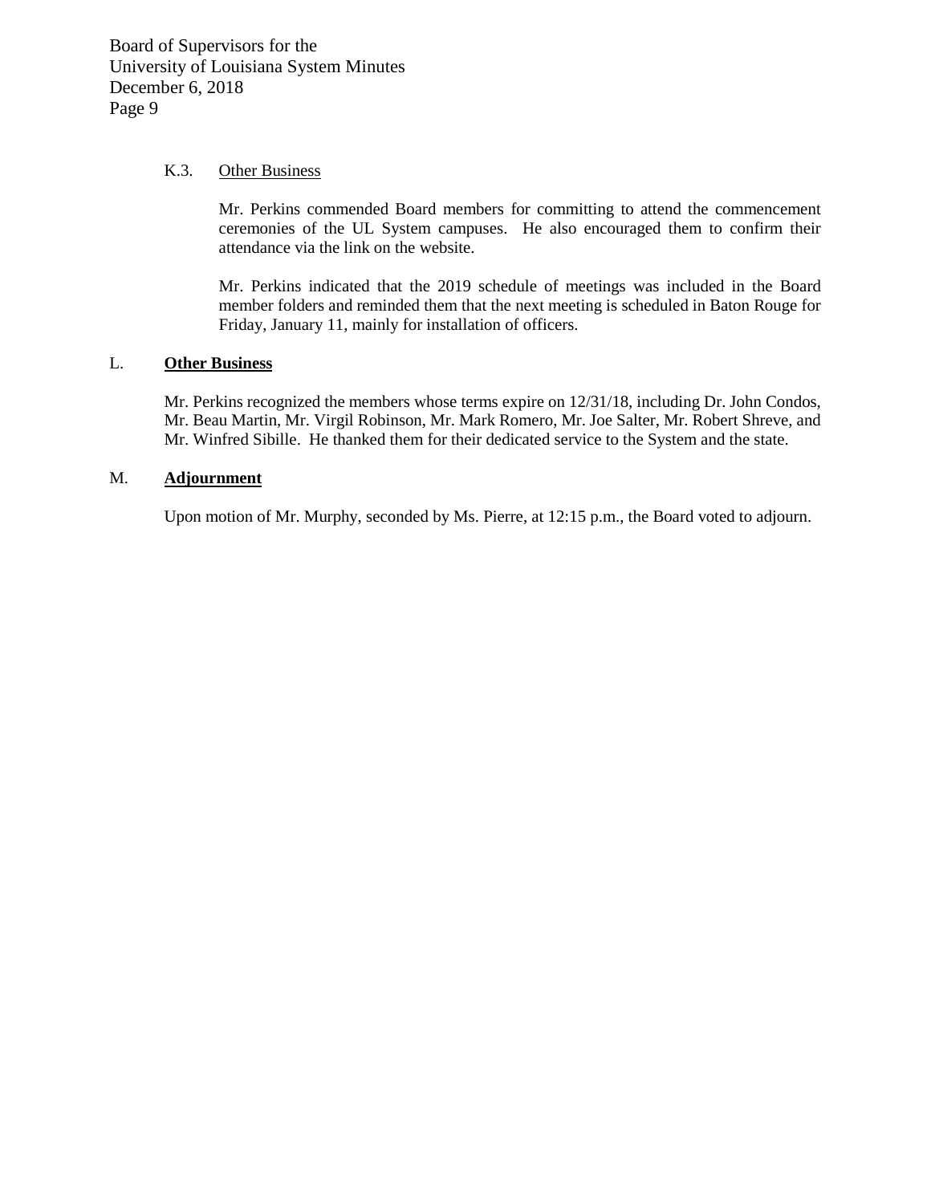K.3. <u>Other Business</u>

Mr. Perkins commended Board members for committing to attend the commencement ceremonies of the UL System campuses. He also encouraged them to confirm their attendance via the link on the website.

Mr. Perkins indicated that the 2019 schedule of meetings was included in the Board member folders and reminded them that the next meeting is scheduled in Baton Rouge for Friday, January 11, mainly for installation of officers.

L. **<u>Other Business</u>**

Mr. Perkins recognized the members whose terms expire on 12/31/18, including Dr. John Condos, Mr. Beau Martin, Mr. Virgil Robinson, Mr. Mark Romero, Mr. Joe Salter, Mr. Robert Shreve, and Mr. Winfred Sibille. He thanked them for their dedicated service to the System and the state.

M. **<u>Adjournment</u>**

Upon motion of Mr. Murphy, seconded by Ms. Pierre, at 12:15 p.m., the Board voted to adjourn.